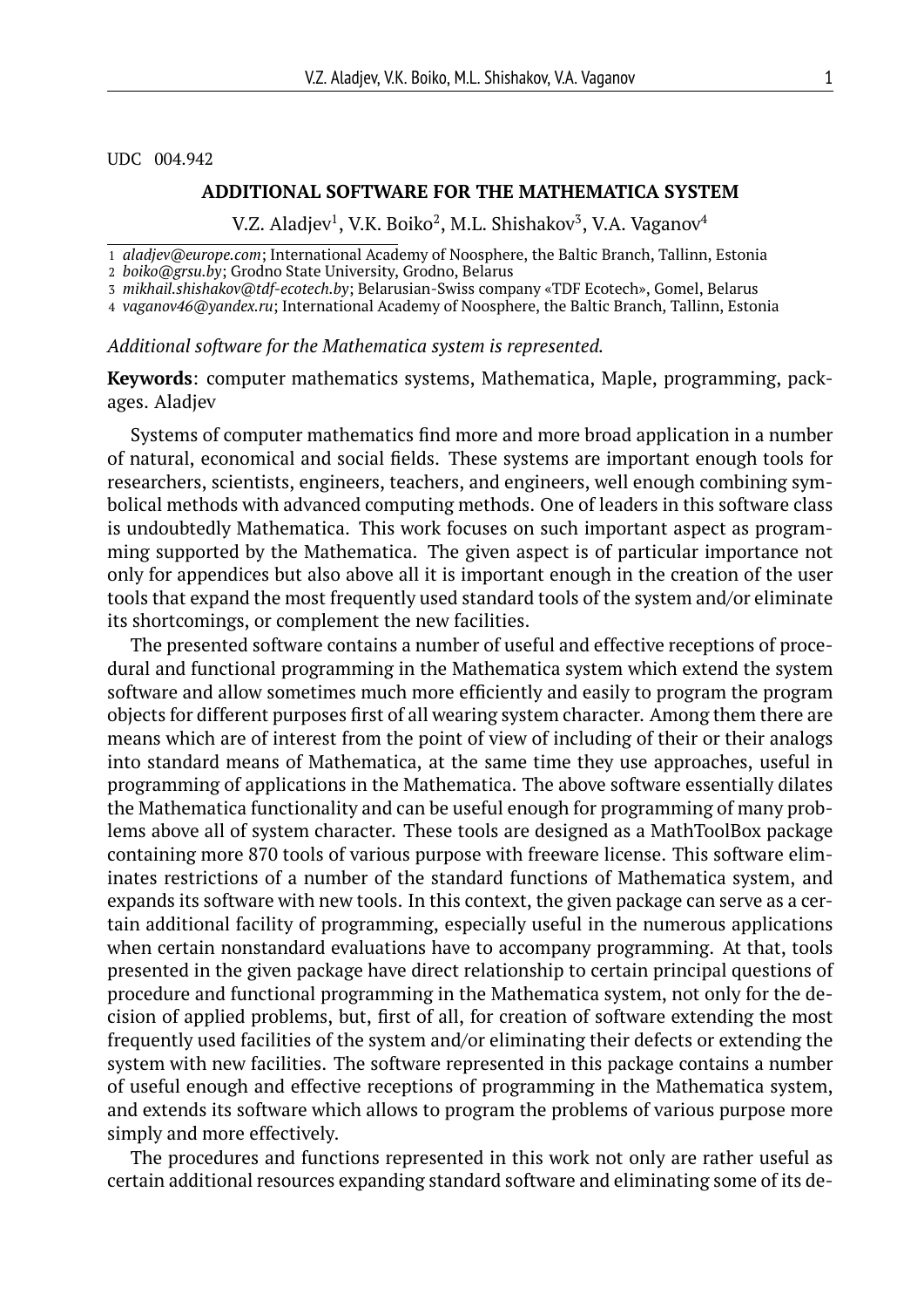UDC 004.942

# ADDITIONAL SOFTWARE FOR THE MATHEMATICA SYSTEM

V.Z. Aladjev[1], V.K. Boiko[2], M.L. Shishakov[3], V.A. Vaganov[4]

1 *aladjev@europe.com*; International Academy of Noosphere, the Baltic Branch, Tallinn, Estonia
2 *boiko@grsu.by*; Grodno State University, Grodno, Belarus
3 *mikhail.shishakov@tdf-ecotech.by*; Belarusian-Swiss company «TDF Ecotech», Gomel, Belarus
4 *vaganov46@yandex.ru*; International Academy of Noosphere, the Baltic Branch, Tallinn, Estonia

*Additional software for the Mathematica system is represented.*

**Keywords**: computer mathematics systems, Mathematica, Maple, programming, packages. Aladjev

Systems of computer mathematics find more and more broad application in a number of natural, economical and social fields. These systems are important enough tools for researchers, scientists, engineers, teachers, and engineers, well enough combining symbolical methods with advanced computing methods. One of leaders in this software class is undoubtedly Mathematica. This work focuses on such important aspect as programming supported by the Mathematica. The given aspect is of particular importance not only for appendices but also above all it is important enough in the creation of the user tools that expand the most frequently used standard tools of the system and/or eliminate its shortcomings, or complement the new facilities.

The presented software contains a number of useful and effective receptions of procedural and functional programming in the Mathematica system which extend the system software and allow sometimes much more efficiently and easily to program the program objects for different purposes first of all wearing system character. Among them there are means which are of interest from the point of view of including of their or their analogs into standard means of Mathematica, at the same time they use approaches, useful in programming of applications in the Mathematica. The above software essentially dilates the Mathematica functionality and can be useful enough for programming of many problems above all of system character. These tools are designed as a MathToolBox package containing more 870 tools of various purpose with freeware license. This software eliminates restrictions of a number of the standard functions of Mathematica system, and expands its software with new tools. In this context, the given package can serve as a certain additional facility of programming, especially useful in the numerous applications when certain nonstandard evaluations have to accompany programming. At that, tools presented in the given package have direct relationship to certain principal questions of procedure and functional programming in the Mathematica system, not only for the decision of applied problems, but, first of all, for creation of software extending the most frequently used facilities of the system and/or eliminating their defects or extending the system with new facilities. The software represented in this package contains a number of useful enough and effective receptions of programming in the Mathematica system, and extends its software which allows to program the problems of various purpose more simply and more effectively.

The procedures and functions represented in this work not only are rather useful as certain additional resources expanding standard software and eliminating some of its de-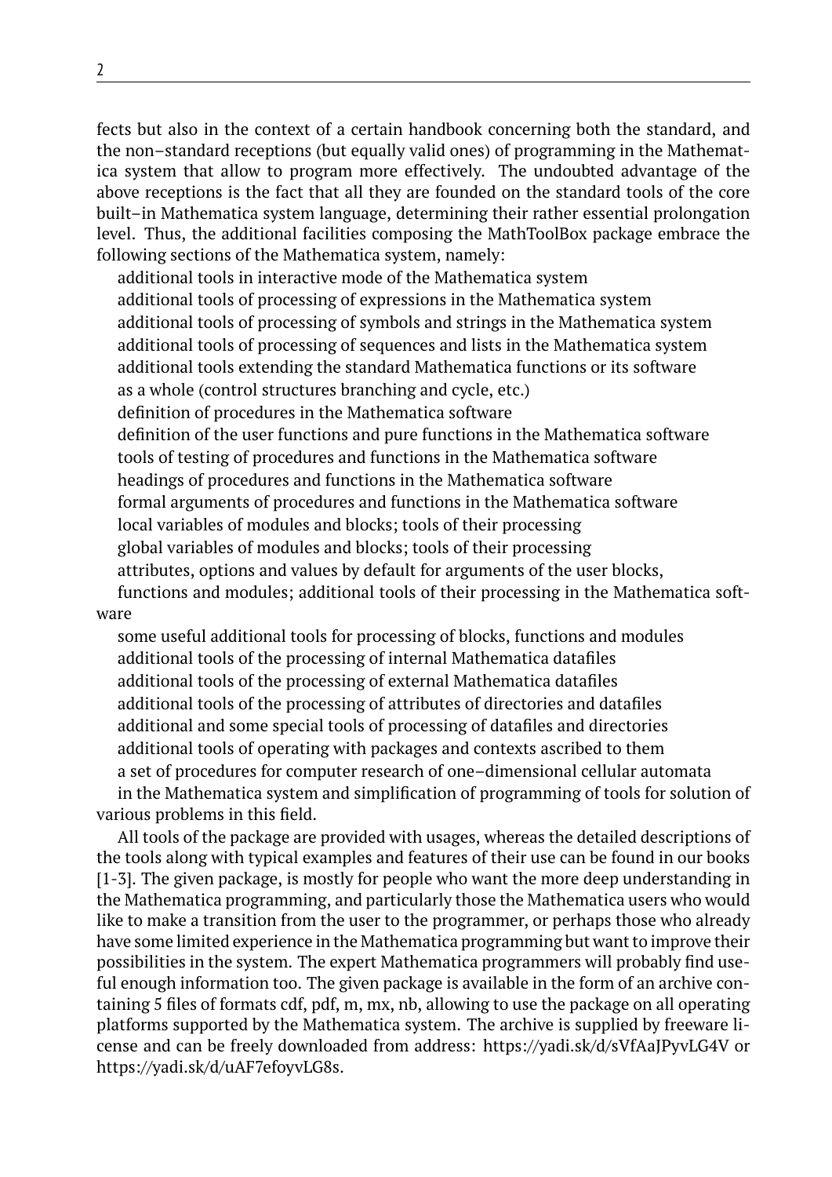fects but also in the context of a certain handbook concerning both the standard, and the non–standard receptions (but equally valid ones) of programming in the Mathematica system that allow to program more effectively. The undoubted advantage of the above receptions is the fact that all they are founded on the standard tools of the core built–in Mathematica system language, determining their rather essential prolongation level. Thus, the additional facilities composing the MathToolBox package embrace the following sections of the Mathematica system, namely:

additional tools in interactive mode of the Mathematica system
additional tools of processing of expressions in the Mathematica system
additional tools of processing of symbols and strings in the Mathematica system
additional tools of processing of sequences and lists in the Mathematica system
additional tools extending the standard Mathematica functions or its software as a whole (control structures branching and cycle, etc.)
definition of procedures in the Mathematica software
definition of the user functions and pure functions in the Mathematica software
tools of testing of procedures and functions in the Mathematica software
headings of procedures and functions in the Mathematica software
formal arguments of procedures and functions in the Mathematica software
local variables of modules and blocks; tools of their processing
global variables of modules and blocks; tools of their processing
attributes, options and values by default for arguments of the user blocks, functions and modules; additional tools of their processing in the Mathematica software
some useful additional tools for processing of blocks, functions and modules
additional tools of the processing of internal Mathematica datafiles
additional tools of the processing of external Mathematica datafiles
additional tools of the processing of attributes of directories and datafiles
additional and some special tools of processing of datafiles and directories
additional tools of operating with packages and contexts ascribed to them
a set of procedures for computer research of one–dimensional cellular automata in the Mathematica system and simplification of programming of tools for solution of various problems in this field.

All tools of the package are provided with usages, whereas the detailed descriptions of the tools along with typical examples and features of their use can be found in our books [1-3]. The given package, is mostly for people who want the more deep understanding in the Mathematica programming, and particularly those the Mathematica users who would like to make a transition from the user to the programmer, or perhaps those who already have some limited experience in the Mathematica programming but want to improve their possibilities in the system. The expert Mathematica programmers will probably find useful enough information too. The given package is available in the form of an archive containing 5 files of formats cdf, pdf, m, mx, nb, allowing to use the package on all operating platforms supported by the Mathematica system. The archive is supplied by freeware license and can be freely downloaded from address: https://yadi.sk/d/sVfAaJPyvLG4V or https://yadi.sk/d/uAF7efoyvLG8s.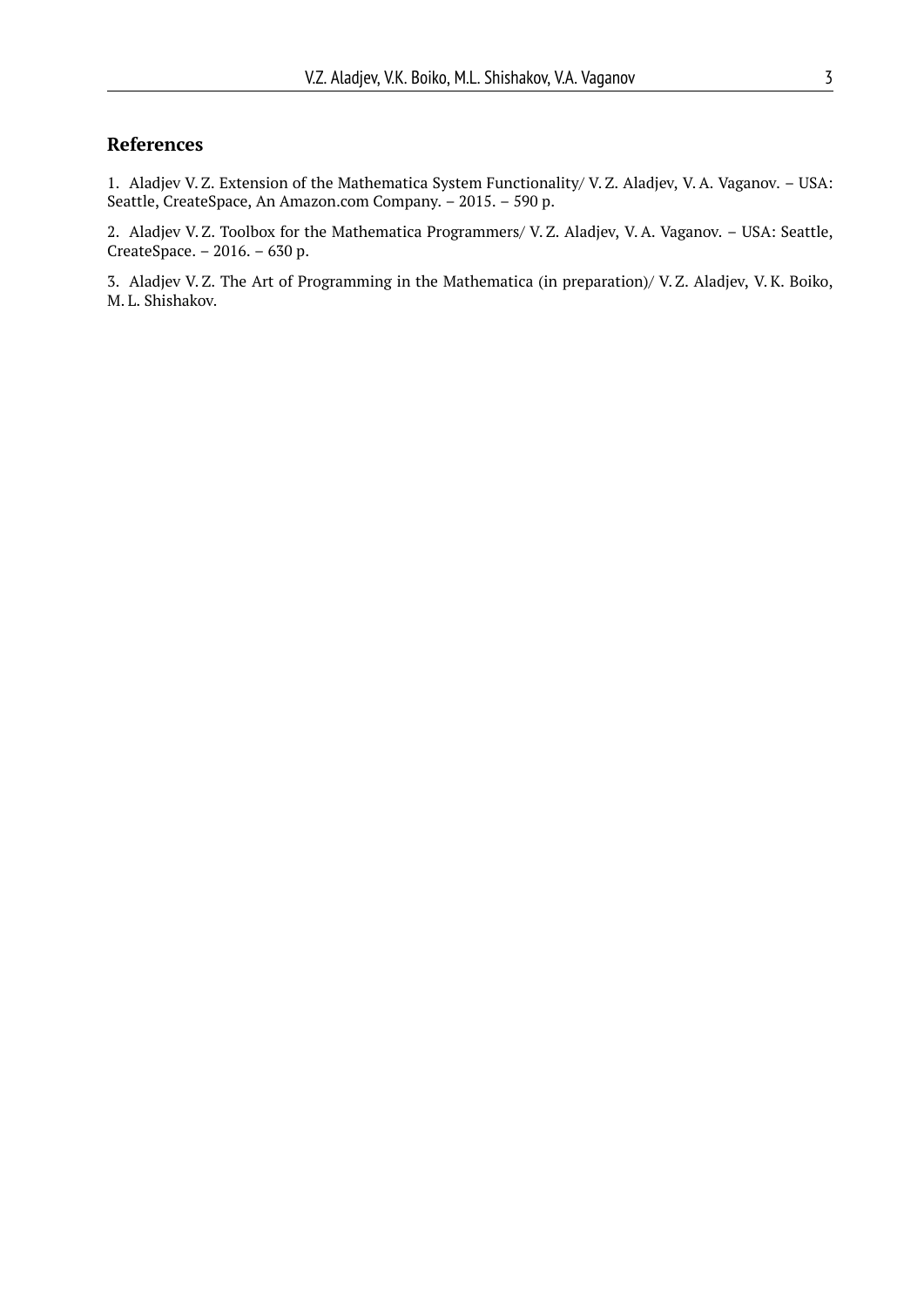## References

1. Aladjev V. Z. Extension of the Mathematica System Functionality/ V. Z. Aladjev, V. A. Vaganov. – USA: Seattle, CreateSpace, An Amazon.com Company. – 2015. – 590 p.

2. Aladjev V. Z. Toolbox for the Mathematica Programmers/ V. Z. Aladjev, V. A. Vaganov. – USA: Seattle, CreateSpace. – 2016. – 630 p.

3. Aladjev V. Z. The Art of Programming in the Mathematica (in preparation)/ V. Z. Aladjev, V. K. Boiko, M. L. Shishakov.